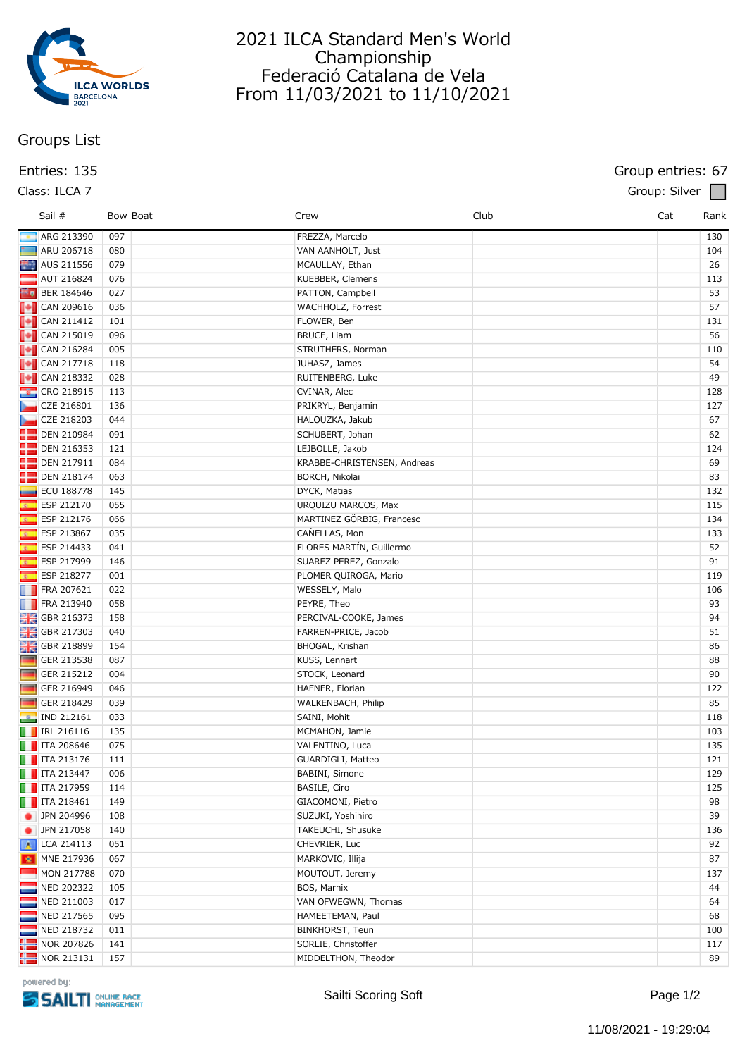# 2021 ILCA Standard Men's World Championship
## Federació Catalana de Vela
## From 11/03/2021 to 11/10/2021

## Groups List

Entries: 135

Class: ILCA 7

Group entries: 67

Group: Silver

| Sail # | Bow | Boat | Crew | Club | Cat | Rank |
|---|---|---|---|---|---|---|
| ARG 213390 | 097 | | FREZZA, Marcelo | | | 130 |
| ARU 206718 | 080 | | VAN AANHOLT, Just | | | 104 |
| AUS 211556 | 079 | | MCAULLAY, Ethan | | | 26 |
| AUT 216824 | 076 | | KUEBBER, Clemens | | | 113 |
| BER 184646 | 027 | | PATTON, Campbell | | | 53 |
| CAN 209616 | 036 | | WACHHOLZ, Forrest | | | 57 |
| CAN 211412 | 101 | | FLOWER, Ben | | | 131 |
| CAN 215019 | 096 | | BRUCE, Liam | | | 56 |
| CAN 216284 | 005 | | STRUTHERS, Norman | | | 110 |
| CAN 217718 | 118 | | JUHASZ, James | | | 54 |
| CAN 218332 | 028 | | RUITENBERG, Luke | | | 49 |
| CRO 218915 | 113 | | CVINAR, Alec | | | 128 |
| CZE 216801 | 136 | | PRIKRYL, Benjamin | | | 127 |
| CZE 218203 | 044 | | HALOUZKA, Jakub | | | 67 |
| DEN 210984 | 091 | | SCHUBERT, Johan | | | 62 |
| DEN 216353 | 121 | | LEJBOLLE, Jakob | | | 124 |
| DEN 217911 | 084 | | KRABBE-CHRISTENSEN, Andreas | | | 69 |
| DEN 218174 | 063 | | BORCH, Nikolai | | | 83 |
| ECU 188778 | 145 | | DYCK, Matias | | | 132 |
| ESP 212170 | 055 | | URQUIZU MARCOS, Max | | | 115 |
| ESP 212176 | 066 | | MARTINEZ GÖRBIG, Francesc | | | 134 |
| ESP 213867 | 035 | | CAÑELLAS, Mon | | | 133 |
| ESP 214433 | 041 | | FLORES MARTÍN, Guillermo | | | 52 |
| ESP 217999 | 146 | | SUAREZ PEREZ, Gonzalo | | | 91 |
| ESP 218277 | 001 | | PLOMER QUIROGA, Mario | | | 119 |
| FRA 207621 | 022 | | WESSELY, Malo | | | 106 |
| FRA 213940 | 058 | | PEYRE, Theo | | | 93 |
| GBR 216373 | 158 | | PERCIVAL-COOKE, James | | | 94 |
| GBR 217303 | 040 | | FARREN-PRICE, Jacob | | | 51 |
| GBR 218899 | 154 | | BHOGAL, Krishan | | | 86 |
| GER 213538 | 087 | | KUSS, Lennart | | | 88 |
| GER 215212 | 004 | | STOCK, Leonard | | | 90 |
| GER 216949 | 046 | | HAFNER, Florian | | | 122 |
| GER 218429 | 039 | | WALKENBACH, Philip | | | 85 |
| IND 212161 | 033 | | SAINI, Mohit | | | 118 |
| IRL 216116 | 135 | | MCMAHON, Jamie | | | 103 |
| ITA 208646 | 075 | | VALENTINO, Luca | | | 135 |
| ITA 213176 | 111 | | GUARDIGLI, Matteo | | | 121 |
| ITA 213447 | 006 | | BABINI, Simone | | | 129 |
| ITA 217959 | 114 | | BASILE, Ciro | | | 125 |
| ITA 218461 | 149 | | GIACOMONI, Pietro | | | 98 |
| JPN 204996 | 108 | | SUZUKI, Yoshihiro | | | 39 |
| JPN 217058 | 140 | | TAKEUCHI, Shusuke | | | 136 |
| LCA 214113 | 051 | | CHEVRIER, Luc | | | 92 |
| MNE 217936 | 067 | | MARKOVIC, Illija | | | 87 |
| MON 217788 | 070 | | MOUTOUT, Jeremy | | | 137 |
| NED 202322 | 105 | | BOS, Marnix | | | 44 |
| NED 211003 | 017 | | VAN OFWEGWN, Thomas | | | 64 |
| NED 217565 | 095 | | HAMEETEMAN, Paul | | | 68 |
| NED 218732 | 011 | | BINKHORST, Teun | | | 100 |
| NOR 207826 | 141 | | SORLIE, Christoffer | | | 117 |
| NOR 213131 | 157 | | MIDDELTHON, Theodor | | | 89 |

powered by: SAILTI ONLINE RACE MANAGEMENT

Sailti Scoring Soft

11/08/2021 - 19:29:04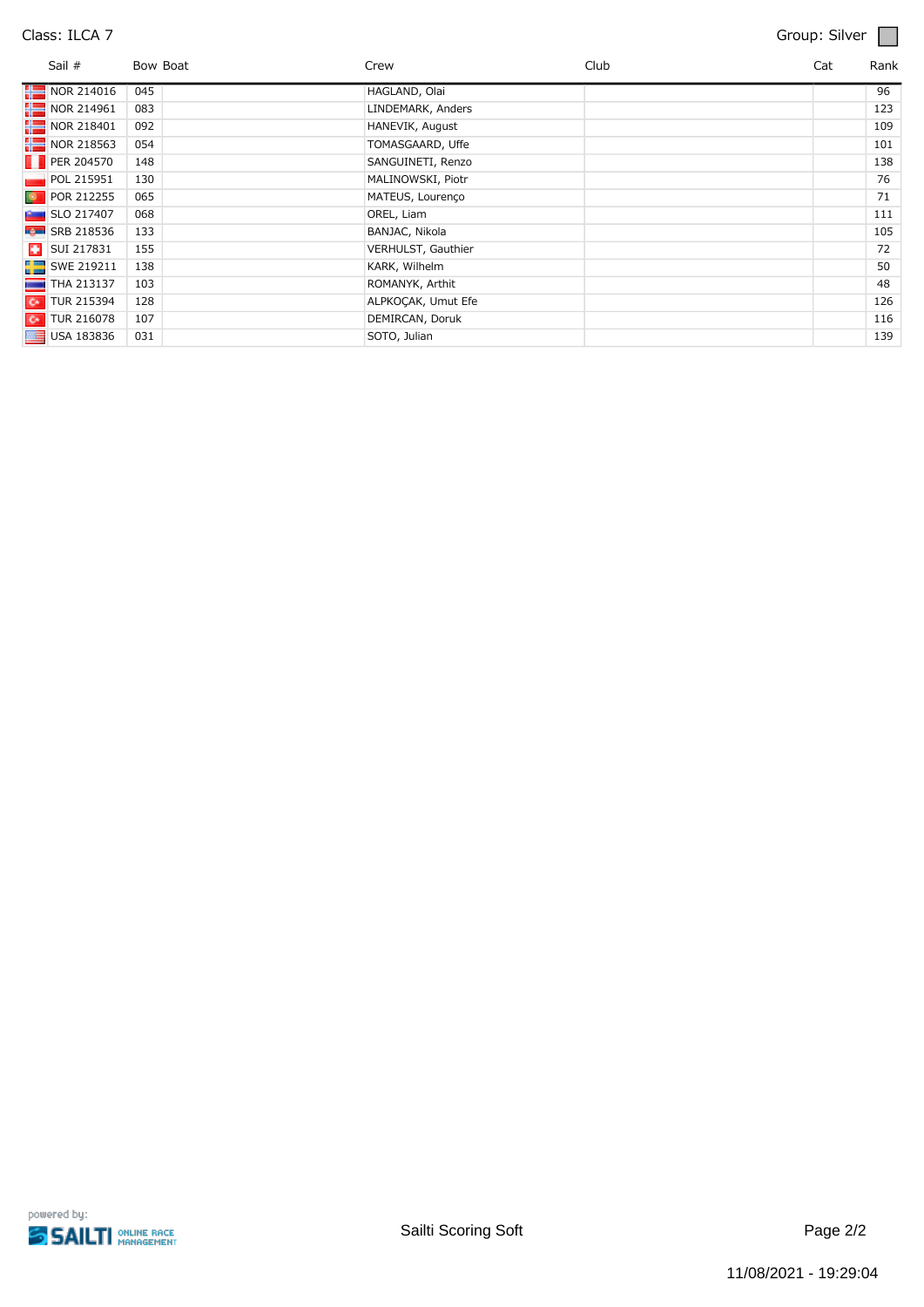Class: ILCA 7

Group: Silver

| Sail # | Bow | Boat | Crew | Club | Cat | Rank |
|---|---|---|---|---|---|---|
| NOR 214016 | 045 | | HAGLAND, Olai | | | 96 |
| NOR 214961 | 083 | | LINDEMARK, Anders | | | 123 |
| NOR 218401 | 092 | | HANEVIK, August | | | 109 |
| NOR 218563 | 054 | | TOMASGAARD, Uffe | | | 101 |
| PER 204570 | 148 | | SANGUINETI, Renzo | | | 138 |
| POL 215951 | 130 | | MALINOWSKI, Piotr | | | 76 |
| POR 212255 | 065 | | MATEUS, Lourenço | | | 71 |
| SLO 217407 | 068 | | OREL, Liam | | | 111 |
| SRB 218536 | 133 | | BANJAC, Nikola | | | 105 |
| SUI 217831 | 155 | | VERHULST, Gauthier | | | 72 |
| SWE 219211 | 138 | | KARK, Wilhelm | | | 50 |
| THA 213137 | 103 | | ROMANYK, Arthit | | | 48 |
| TUR 215394 | 128 | | ALPKOÇAK, Umut Efe | | | 126 |
| TUR 216078 | 107 | | DEMIRCAN, Doruk | | | 116 |
| USA 183836 | 031 | | SOTO, Julian | | | 139 |

powered by: SAILTI ONLINE RACE MANAGEMENT

Sailti Scoring Soft

11/08/2021 - 19:29:04